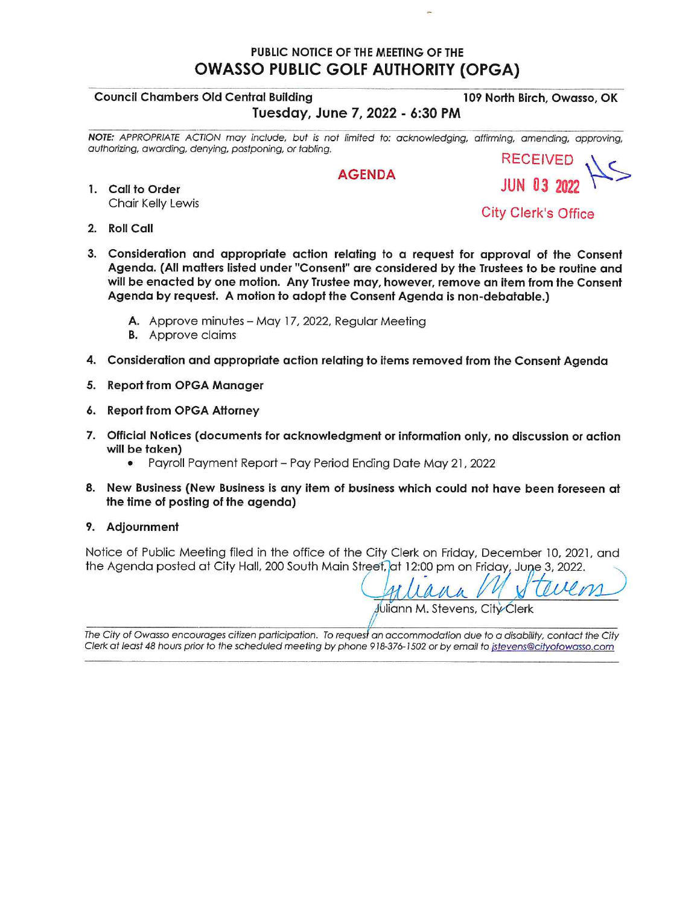PUBLIC NOTICE OF THE MEETING OF THE

# OWASSO PUBLIC GOLF AUTHORITY (OPGA)

**Council Chambers Old Central Building** — **109 North Birch, Owasso, OK**

**Tuesday, June 7, 2022 - 6:30 PM**

***NOTE:*** *APPROPRIATE ACTION may include, but is not limited to: acknowledging, affirming, amending, approving, authorizing, awarding, denying, postponing, or tabling.*

RECEIVED
JUN 03 2022
City Clerk's Office

## AGENDA

1. **Call to Order**
   Chair Kelly Lewis

2. **Roll Call**

3. **Consideration and appropriate action relating to a request for approval of the Consent Agenda. (All matters listed under "Consent" are considered by the Trustees to be routine and will be enacted by one motion. Any Trustee may, however, remove an item from the Consent Agenda by request. A motion to adopt the Consent Agenda is non-debatable.)**

   A. Approve minutes – May 17, 2022, Regular Meeting
   B. Approve claims

4. **Consideration and appropriate action relating to items removed from the Consent Agenda**

5. **Report from OPGA Manager**

6. **Report from OPGA Attorney**

7. **Official Notices (documents for acknowledgment or information only, no discussion or action will be taken)**
   - Payroll Payment Report – Pay Period Ending Date May 21, 2022

8. **New Business (New Business is any item of business which could not have been foreseen at the time of posting of the agenda)**

9. **Adjournment**

Notice of Public Meeting filed in the office of the City Clerk on Friday, December 10, 2021, and the Agenda posted at City Hall, 200 South Main Street, at 12:00 pm on Friday, June 3, 2022.

Juliann M. Stevens, City Clerk

*The City of Owasso encourages citizen participation. To request an accommodation due to a disability, contact the City Clerk at least 48 hours prior to the scheduled meeting by phone 918-376-1502 or by email to jstevens@cityofowasso.com*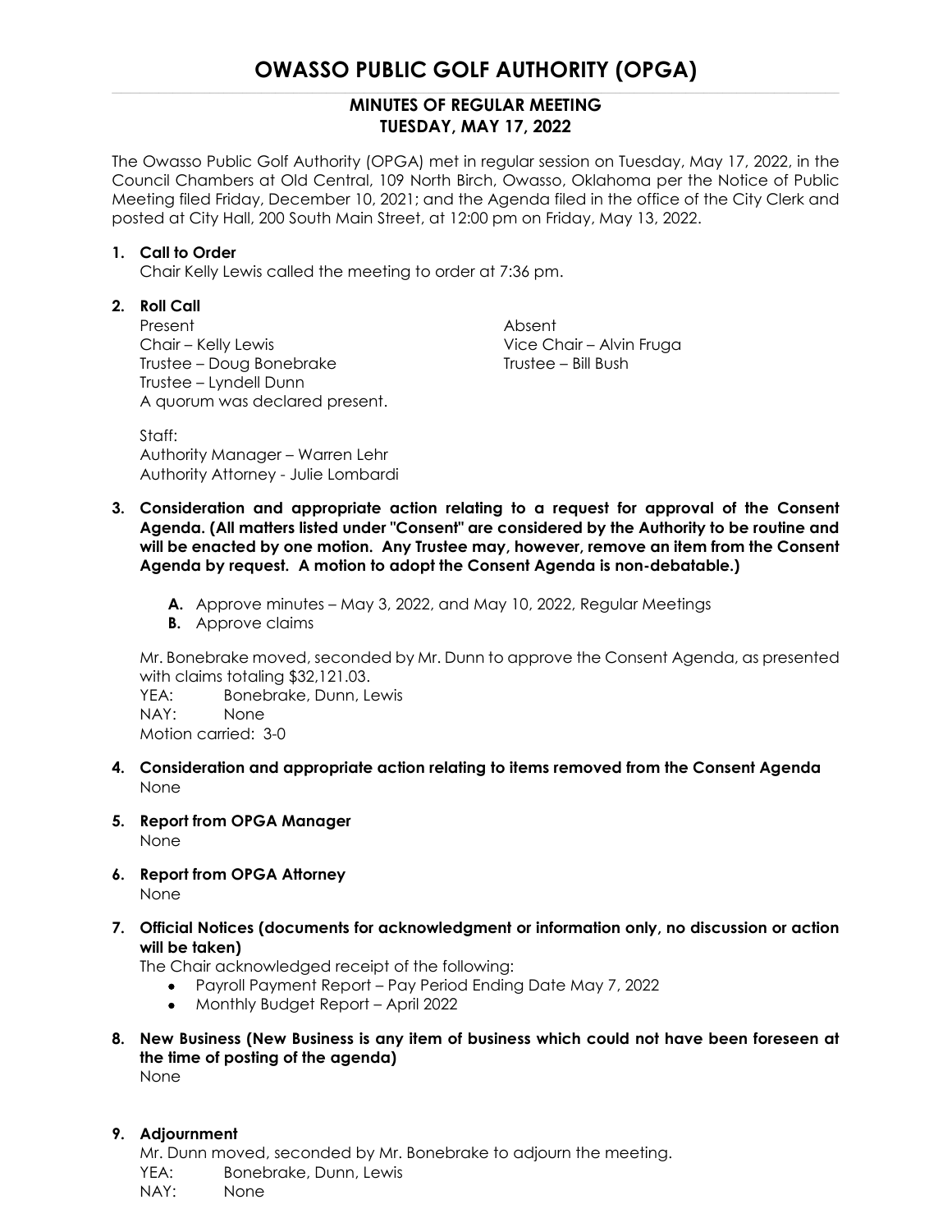# OWASSO PUBLIC GOLF AUTHORITY (OPGA)

## MINUTES OF REGULAR MEETING
## TUESDAY, MAY 17, 2022

The Owasso Public Golf Authority (OPGA) met in regular session on Tuesday, May 17, 2022, in the Council Chambers at Old Central, 109 North Birch, Owasso, Oklahoma per the Notice of Public Meeting filed Friday, December 10, 2021; and the Agenda filed in the office of the City Clerk and posted at City Hall, 200 South Main Street, at 12:00 pm on Friday, May 13, 2022.

**1. Call to Order**

Chair Kelly Lewis called the meeting to order at 7:36 pm.

**2. Roll Call**

Present
Chair – Kelly Lewis
Trustee – Doug Bonebrake
Trustee – Lyndell Dunn
A quorum was declared present.

Absent
Vice Chair – Alvin Fruga
Trustee – Bill Bush

Staff:
Authority Manager – Warren Lehr
Authority Attorney - Julie Lombardi

**3. Consideration and appropriate action relating to a request for approval of the Consent Agenda. (All matters listed under "Consent" are considered by the Authority to be routine and will be enacted by one motion. Any Trustee may, however, remove an item from the Consent Agenda by request. A motion to adopt the Consent Agenda is non-debatable.)**

- **A.** Approve minutes – May 3, 2022, and May 10, 2022, Regular Meetings
- **B.** Approve claims

Mr. Bonebrake moved, seconded by Mr. Dunn to approve the Consent Agenda, as presented with claims totaling $32,121.03.
YEA: Bonebrake, Dunn, Lewis
NAY: None
Motion carried: 3-0

**4. Consideration and appropriate action relating to items removed from the Consent Agenda**

None

**5. Report from OPGA Manager**

None

**6. Report from OPGA Attorney**

None

**7. Official Notices (documents for acknowledgment or information only, no discussion or action will be taken)**

The Chair acknowledged receipt of the following:

- Payroll Payment Report – Pay Period Ending Date May 7, 2022
- Monthly Budget Report – April 2022

**8. New Business (New Business is any item of business which could not have been foreseen at the time of posting of the agenda)**

None

**9. Adjournment**

Mr. Dunn moved, seconded by Mr. Bonebrake to adjourn the meeting.
YEA: Bonebrake, Dunn, Lewis
NAY: None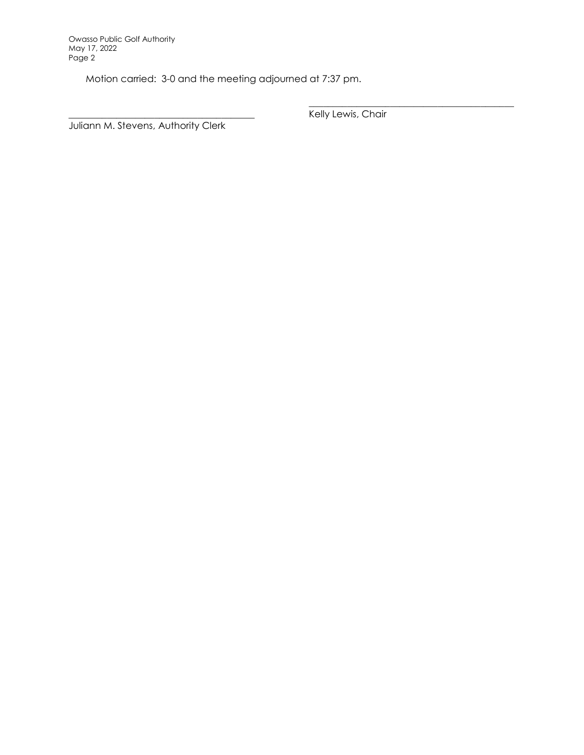Motion carried: 3-0 and the meeting adjourned at 7:37 pm.

\_\_\_\_\_\_\_\_\_\_\_\_\_\_\_\_\_\_\_\_\_\_\_\_\_\_\_\_\_\_\_\_\_\_\_\_\_\_\_\_
Kelly Lewis, Chair

\_\_\_\_\_\_\_\_\_\_\_\_\_\_\_\_\_\_\_\_\_\_\_\_\_\_\_\_\_\_\_\_\_\_\_\_\_\_\_\_
Juliann M. Stevens, Authority Clerk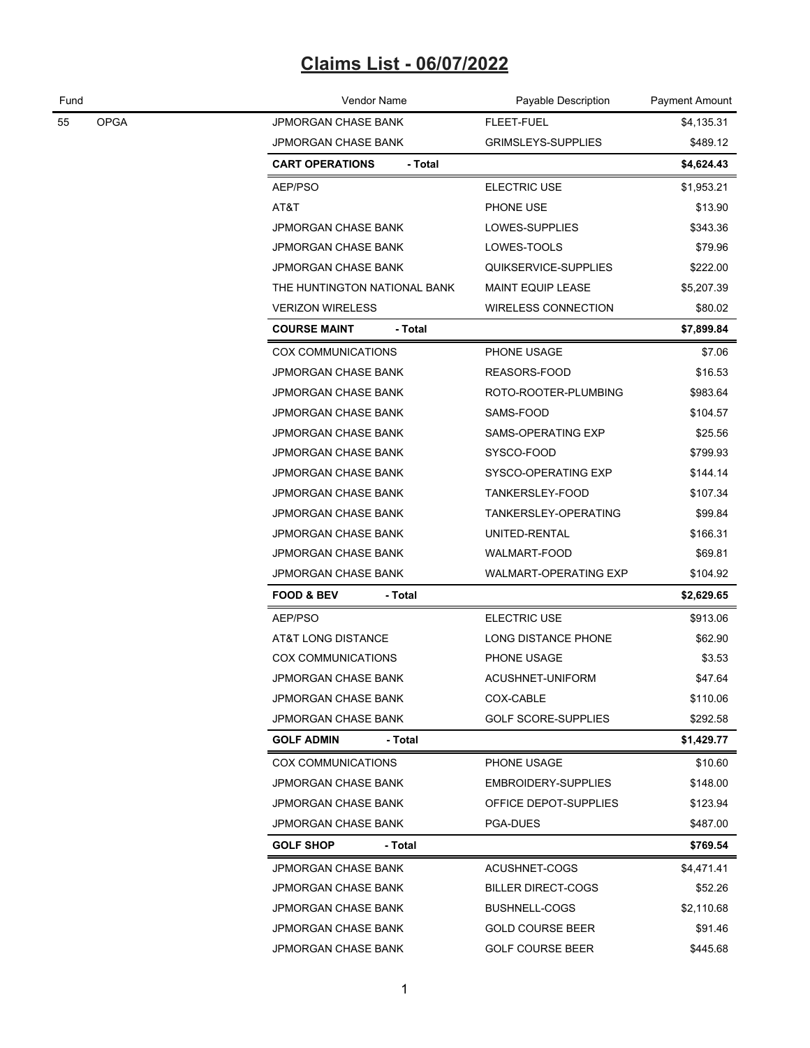# Claims List - 06/07/2022

| Fund | | Vendor Name | Payable Description | Payment Amount |
|---|---|---|---|---|
| 55 | OPGA | JPMORGAN CHASE BANK | FLEET-FUEL | $4,135.31 |
| | | JPMORGAN CHASE BANK | GRIMSLEYS-SUPPLIES | $489.12 |
| | | **CART OPERATIONS - Total** | | **$4,624.43** |
| | | AEP/PSO | ELECTRIC USE | $1,953.21 |
| | | AT&T | PHONE USE | $13.90 |
| | | JPMORGAN CHASE BANK | LOWES-SUPPLIES | $343.36 |
| | | JPMORGAN CHASE BANK | LOWES-TOOLS | $79.96 |
| | | JPMORGAN CHASE BANK | QUIKSERVICE-SUPPLIES | $222.00 |
| | | THE HUNTINGTON NATIONAL BANK | MAINT EQUIP LEASE | $5,207.39 |
| | | VERIZON WIRELESS | WIRELESS CONNECTION | $80.02 |
| | | **COURSE MAINT - Total** | | **$7,899.84** |
| | | COX COMMUNICATIONS | PHONE USAGE | $7.06 |
| | | JPMORGAN CHASE BANK | REASORS-FOOD | $16.53 |
| | | JPMORGAN CHASE BANK | ROTO-ROOTER-PLUMBING | $983.64 |
| | | JPMORGAN CHASE BANK | SAMS-FOOD | $104.57 |
| | | JPMORGAN CHASE BANK | SAMS-OPERATING EXP | $25.56 |
| | | JPMORGAN CHASE BANK | SYSCO-FOOD | $799.93 |
| | | JPMORGAN CHASE BANK | SYSCO-OPERATING EXP | $144.14 |
| | | JPMORGAN CHASE BANK | TANKERSLEY-FOOD | $107.34 |
| | | JPMORGAN CHASE BANK | TANKERSLEY-OPERATING | $99.84 |
| | | JPMORGAN CHASE BANK | UNITED-RENTAL | $166.31 |
| | | JPMORGAN CHASE BANK | WALMART-FOOD | $69.81 |
| | | JPMORGAN CHASE BANK | WALMART-OPERATING EXP | $104.92 |
| | | **FOOD & BEV - Total** | | **$2,629.65** |
| | | AEP/PSO | ELECTRIC USE | $913.06 |
| | | AT&T LONG DISTANCE | LONG DISTANCE PHONE | $62.90 |
| | | COX COMMUNICATIONS | PHONE USAGE | $3.53 |
| | | JPMORGAN CHASE BANK | ACUSHNET-UNIFORM | $47.64 |
| | | JPMORGAN CHASE BANK | COX-CABLE | $110.06 |
| | | JPMORGAN CHASE BANK | GOLF SCORE-SUPPLIES | $292.58 |
| | | **GOLF ADMIN - Total** | | **$1,429.77** |
| | | COX COMMUNICATIONS | PHONE USAGE | $10.60 |
| | | JPMORGAN CHASE BANK | EMBROIDERY-SUPPLIES | $148.00 |
| | | JPMORGAN CHASE BANK | OFFICE DEPOT-SUPPLIES | $123.94 |
| | | JPMORGAN CHASE BANK | PGA-DUES | $487.00 |
| | | **GOLF SHOP - Total** | | **$769.54** |
| | | JPMORGAN CHASE BANK | ACUSHNET-COGS | $4,471.41 |
| | | JPMORGAN CHASE BANK | BILLER DIRECT-COGS | $52.26 |
| | | JPMORGAN CHASE BANK | BUSHNELL-COGS | $2,110.68 |
| | | JPMORGAN CHASE BANK | GOLD COURSE BEER | $91.46 |
| | | JPMORGAN CHASE BANK | GOLF COURSE BEER | $445.68 |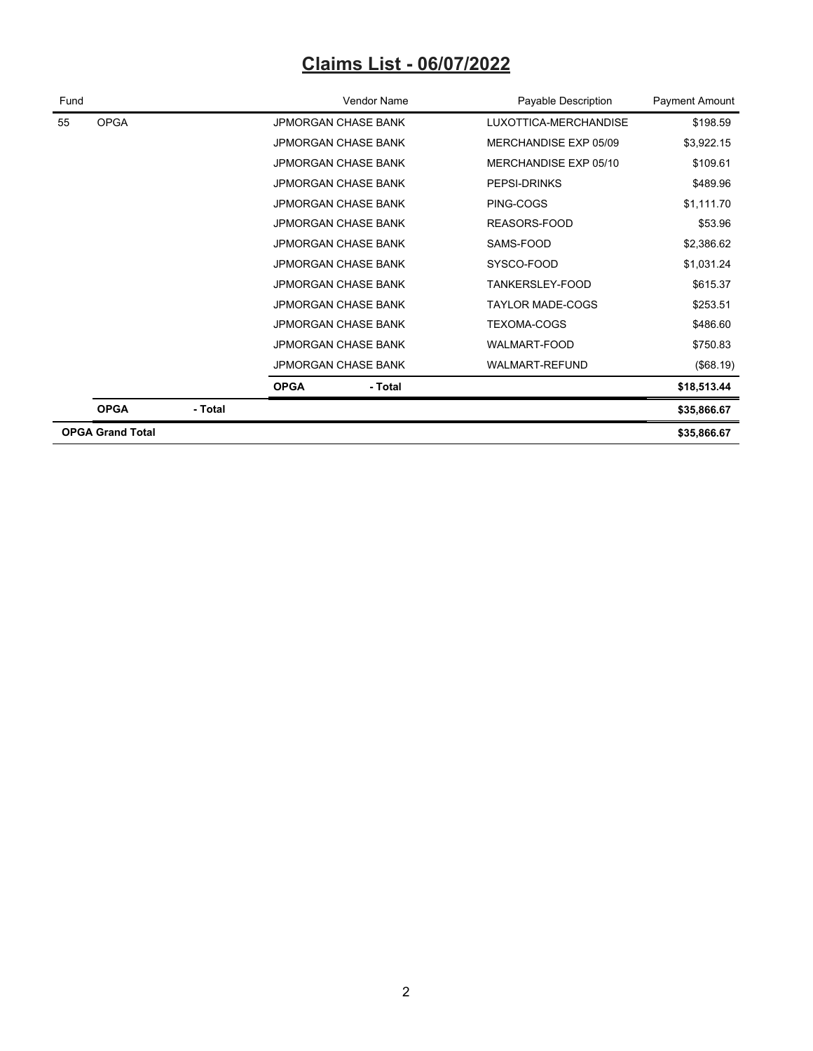# Claims List - 06/07/2022

| Fund | | | Vendor Name | Payable Description | Payment Amount |
|---|---|---|---|---|---|
| 55 | OPGA | | JPMORGAN CHASE BANK | LUXOTTICA-MERCHANDISE | $198.59 |
| | | | JPMORGAN CHASE BANK | MERCHANDISE EXP 05/09 | $3,922.15 |
| | | | JPMORGAN CHASE BANK | MERCHANDISE EXP 05/10 | $109.61 |
| | | | JPMORGAN CHASE BANK | PEPSI-DRINKS | $489.96 |
| | | | JPMORGAN CHASE BANK | PING-COGS | $1,111.70 |
| | | | JPMORGAN CHASE BANK | REASORS-FOOD | $53.96 |
| | | | JPMORGAN CHASE BANK | SAMS-FOOD | $2,386.62 |
| | | | JPMORGAN CHASE BANK | SYSCO-FOOD | $1,031.24 |
| | | | JPMORGAN CHASE BANK | TANKERSLEY-FOOD | $615.37 |
| | | | JPMORGAN CHASE BANK | TAYLOR MADE-COGS | $253.51 |
| | | | JPMORGAN CHASE BANK | TEXOMA-COGS | $486.60 |
| | | | JPMORGAN CHASE BANK | WALMART-FOOD | $750.83 |
| | | | JPMORGAN CHASE BANK | WALMART-REFUND | ($68.19) |
| | | | **OPGA - Total** | | **$18,513.44** |
| | **OPGA** | **- Total** | | | **$35,866.67** |
| **OPGA Grand Total** | | | | | **$35,866.67** |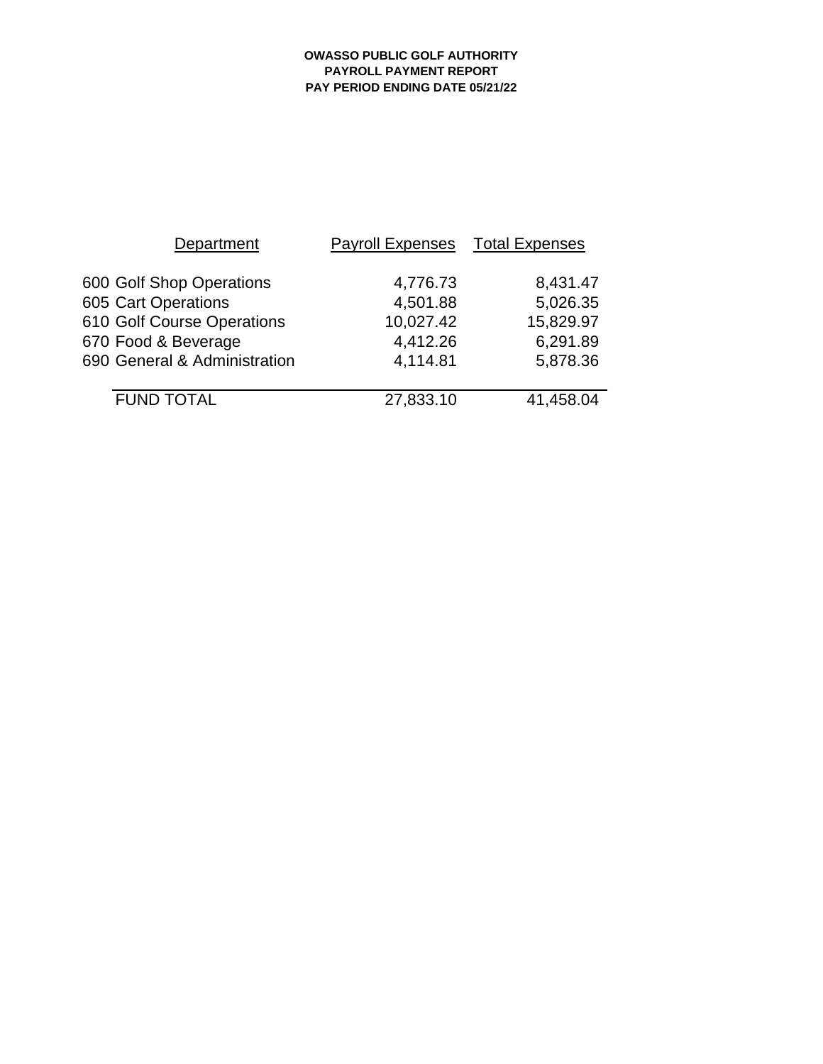**OWASSO PUBLIC GOLF AUTHORITY**
**PAYROLL PAYMENT REPORT**
**PAY PERIOD ENDING DATE 05/21/22**

| Department | Payroll Expenses | Total Expenses |
|---|---|---|
| 600 Golf Shop Operations | 4,776.73 | 8,431.47 |
| 605 Cart Operations | 4,501.88 | 5,026.35 |
| 610 Golf Course Operations | 10,027.42 | 15,829.97 |
| 670 Food & Beverage | 4,412.26 | 6,291.89 |
| 690 General & Administration | 4,114.81 | 5,878.36 |
| FUND TOTAL | 27,833.10 | 41,458.04 |